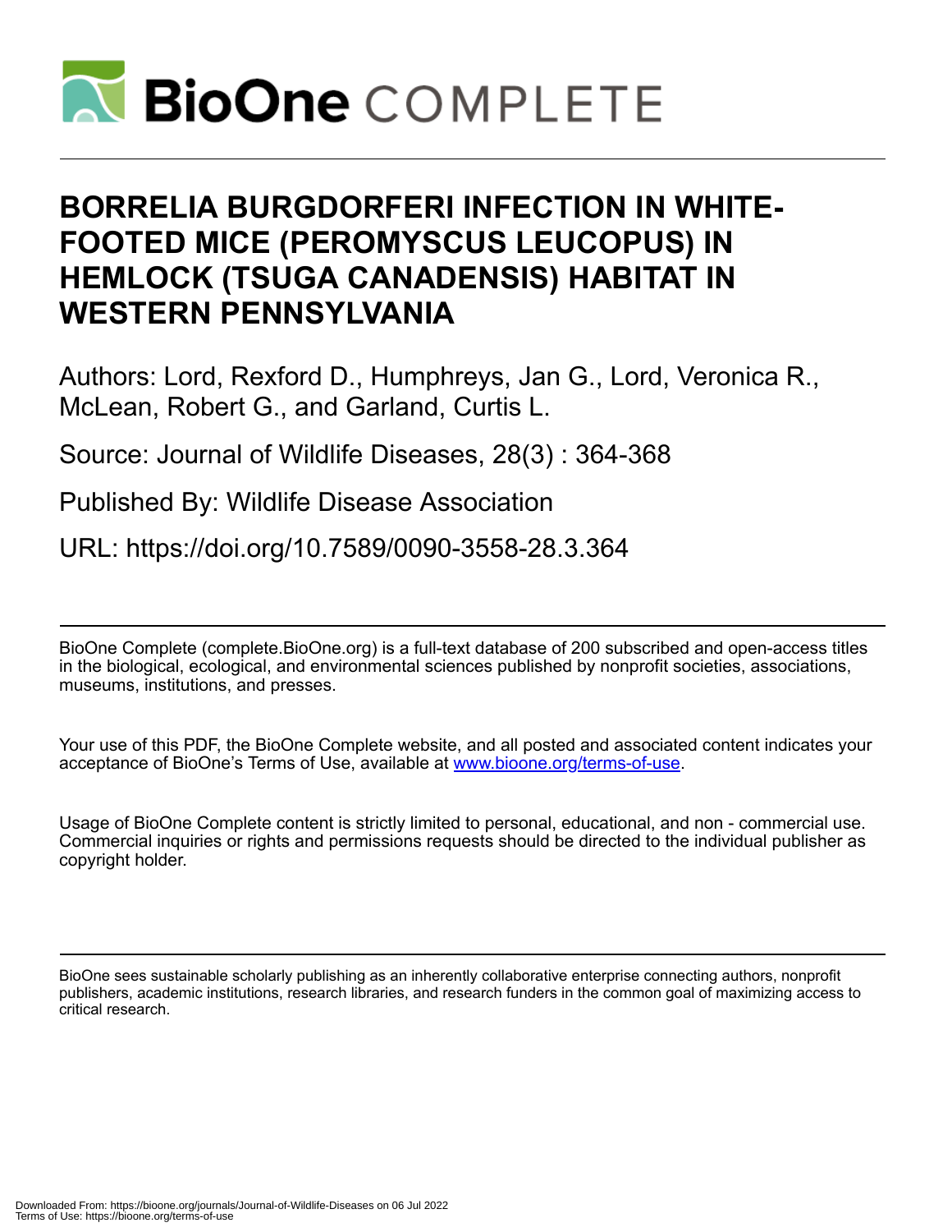# BORRELIA BURGDORFERI INFECTION IN WHITE-FOOTED MICE (PEROMYSCUS LEUCOPUS) IN HEMLOCK (TSUGA CANADENSIS) HABITAT IN WESTERN PENNSYLVANIA

Authors: Lord, Rexford D., Humphreys, Jan G., Lord, Veronica R., McLean, Robert G., and Garland, Curtis L.

Source: Journal of Wildlife Diseases, 28(3) : 364-368

Published By: Wildlife Disease Association

URL: https://doi.org/10.7589/0090-3558-28.3.364

BioOne Complete (complete.BioOne.org) is a full-text database of 200 subscribed and open-access titles in the biological, ecological, and environmental sciences published by nonprofit societies, associations, museums, institutions, and presses.

Your use of this PDF, the BioOne Complete website, and all posted and associated content indicates your acceptance of BioOne's Terms of Use, available at www.bioone.org/terms-of-use.

Usage of BioOne Complete content is strictly limited to personal, educational, and non - commercial use. Commercial inquiries or rights and permissions requests should be directed to the individual publisher as copyright holder.

BioOne sees sustainable scholarly publishing as an inherently collaborative enterprise connecting authors, nonprofit publishers, academic institutions, research libraries, and research funders in the common goal of maximizing access to critical research.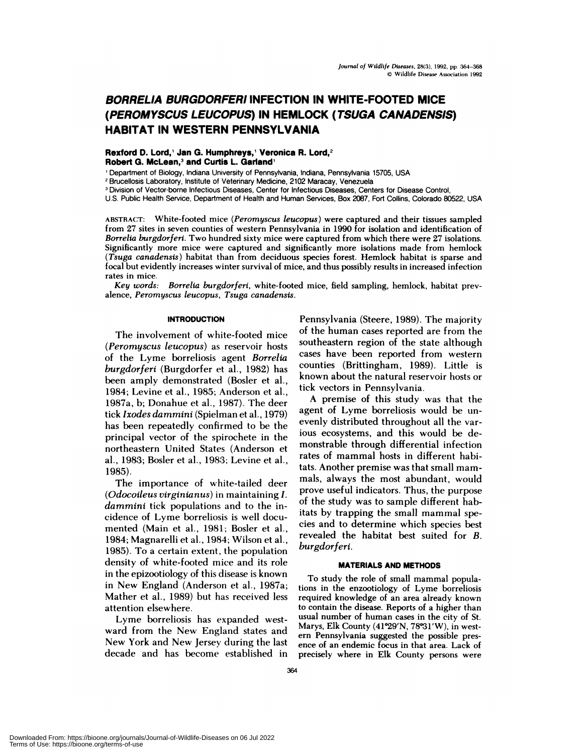# BORRELIA BURGDORFERI INFECTION IN WHITE-FOOTED MICE (PEROMYSCUS LEUCOPUS) IN HEMLOCK (TSUGA CANADENSIS) HABITAT IN WESTERN PENNSYLVANIA

**Rexford D. Lord,[1] Jan G. Humphreys,[1] Veronica R. Lord,[2] Robert G. McLean,[3] and Curtis L. Garland[1]**

[1] Department of Biology, Indiana University of Pennsylvania, Indiana, Pennsylvania 15705, USA
[2] Brucellosis Laboratory, Institute of Veterinary Medicine, 2102 Maracay, Venezuela
[3] Division of Vector-borne Infectious Diseases, Center for Infectious Diseases, Centers for Disease Control, U.S. Public Health Service, Department of Health and Human Services, Box 2087, Fort Collins, Colorado 80522, USA

ABSTRACT: White-footed mice (*Peromyscus leucopus*) were captured and their tissues sampled from 27 sites in seven counties of western Pennsylvania in 1990 for isolation and identification of *Borrelia burgdorferi*. Two hundred sixty mice were captured from which there were 27 isolations. Significantly more mice were captured and significantly more isolations made from hemlock (*Tsuga canadensis*) habitat than from deciduous species forest. Hemlock habitat is sparse and focal but evidently increases winter survival of mice, and thus possibly results in increased infection rates in mice.

*Key words:* *Borrelia burgdorferi*, white-footed mice, field sampling, hemlock, habitat prevalence, *Peromyscus leucopus*, *Tsuga canadensis*.

## INTRODUCTION

The involvement of white-footed mice (*Peromyscus leucopus*) as reservoir hosts of the Lyme borreliosis agent *Borrelia burgdorferi* (Burgdorfer et al., 1982) has been amply demonstrated (Bosler et al., 1984; Levine et al., 1985; Anderson et al., 1987a, b; Donahue et al., 1987). The deer tick *Ixodes dammini* (Spielman et al., 1979) has been repeatedly confirmed to be the principal vector of the spirochete in the northeastern United States (Anderson et al., 1983; Bosler et al., 1983; Levine et al., 1985).

The importance of white-tailed deer (*Odocoileus virginianus*) in maintaining *I. dammini* tick populations and to the incidence of Lyme borreliosis is well documented (Main et al., 1981; Bosler et al., 1984; Magnarelli et al., 1984; Wilson et al., 1985). To a certain extent, the population density of white-footed mice and its role in the epizootiology of this disease is known in New England (Anderson et al., 1987a; Mather et al., 1989) but has received less attention elsewhere.

Lyme borreliosis has expanded westward from the New England states and New York and New Jersey during the last decade and has become established in Pennsylvania (Steere, 1989). The majority of the human cases reported are from the southeastern region of the state although cases have been reported from western counties (Brittingham, 1989). Little is known about the natural reservoir hosts or tick vectors in Pennsylvania.

A premise of this study was that the agent of Lyme borreliosis would be unevenly distributed throughout all the various ecosystems, and this would be demonstrable through differential infection rates of mammal hosts in different habitats. Another premise was that small mammals, always the most abundant, would prove useful indicators. Thus, the purpose of the study was to sample different habitats by trapping the small mammal species and to determine which species best revealed the habitat best suited for *B. burgdorferi*.

## MATERIALS AND METHODS

To study the role of small mammal populations in the enzootiology of Lyme borreliosis required knowledge of an area already known to contain the disease. Reports of a higher than usual number of human cases in the city of St. Marys, Elk County (41°29′N, 78°31′W), in western Pennsylvania suggested the possible presence of an endemic focus in that area. Lack of precisely where in Elk County persons were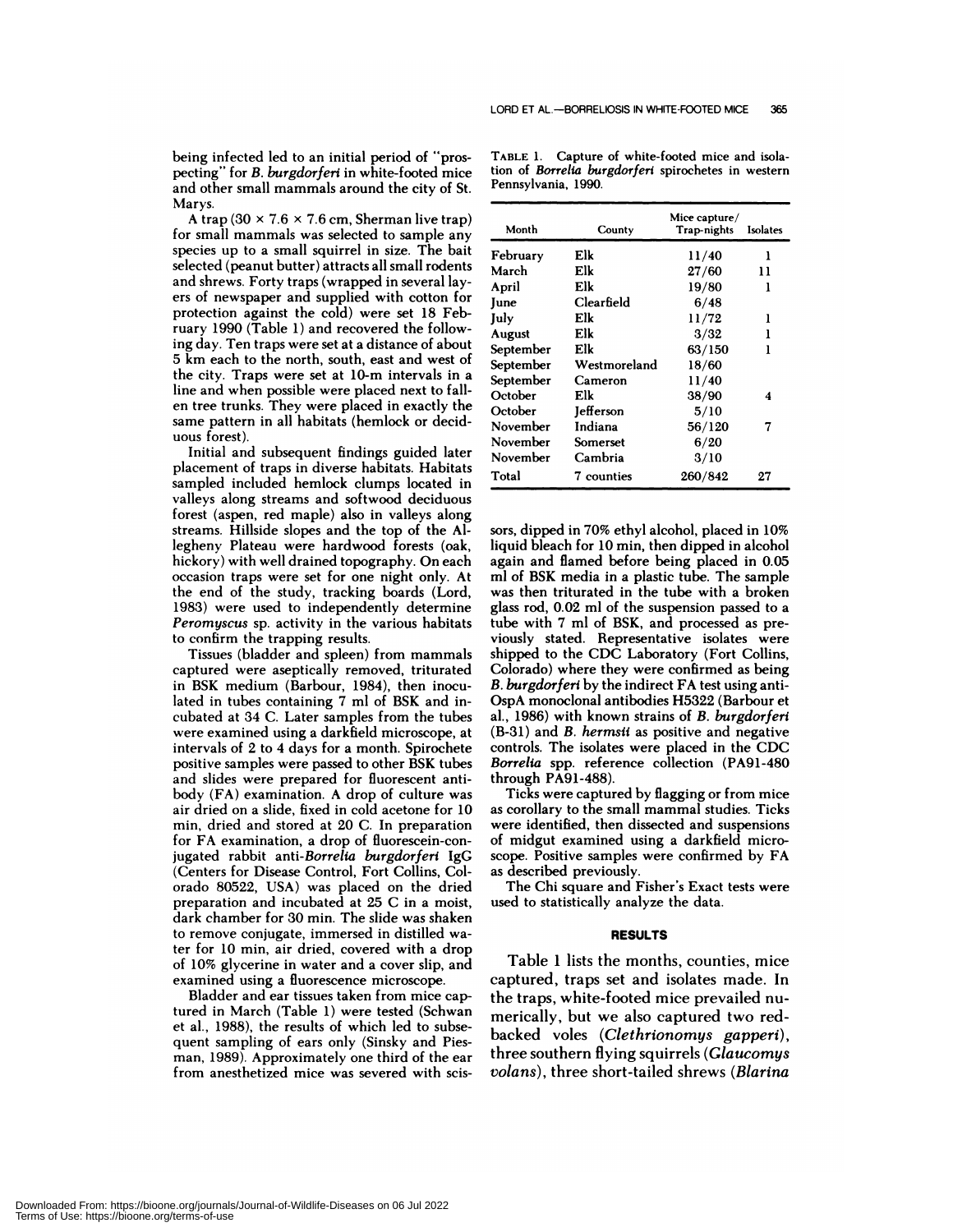being infected led to an initial period of "prospecting" for *B. burgdorferi* in white-footed mice and other small mammals around the city of St. Marys.

A trap (30 × 7.6 × 7.6 cm, Sherman live trap) for small mammals was selected to sample any species up to a small squirrel in size. The bait selected (peanut butter) attracts all small rodents and shrews. Forty traps (wrapped in several layers of newspaper and supplied with cotton for protection against the cold) were set 18 February 1990 (Table 1) and recovered the following day. Ten traps were set at a distance of about 5 km each to the north, south, east and west of the city. Traps were set at 10-m intervals in a line and when possible were placed next to fallen tree trunks. They were placed in exactly the same pattern in all habitats (hemlock or deciduous forest).

Initial and subsequent findings guided later placement of traps in diverse habitats. Habitats sampled included hemlock clumps located in valleys along streams and softwood deciduous forest (aspen, red maple) also in valleys along streams. Hillside slopes and the top of the Allegheny Plateau were hardwood forests (oak, hickory) with well drained topography. On each occasion traps were set for one night only. At the end of the study, tracking boards (Lord, 1983) were used to independently determine *Peromyscus* sp. activity in the various habitats to confirm the trapping results.

Tissues (bladder and spleen) from mammals captured were aseptically removed, triturated in BSK medium (Barbour, 1984), then inoculated in tubes containing 7 ml of BSK and incubated at 34 C. Later samples from the tubes were examined using a darkfield microscope, at intervals of 2 to 4 days for a month. Spirochete positive samples were passed to other BSK tubes and slides were prepared for fluorescent antibody (FA) examination. A drop of culture was air dried on a slide, fixed in cold acetone for 10 min, dried and stored at 20 C. In preparation for FA examination, a drop of fluorescein-conjugated rabbit anti-*Borrelia burgdorferi* IgG (Centers for Disease Control, Fort Collins, Colorado 80522, USA) was placed on the dried preparation and incubated at 25 C in a moist, dark chamber for 30 min. The slide was shaken to remove conjugate, immersed in distilled water for 10 min, air dried, covered with a drop of 10% glycerine in water and a cover slip, and examined using a fluorescence microscope.

Bladder and ear tissues taken from mice captured in March (Table 1) were tested (Schwan et al., 1988), the results of which led to subsequent sampling of ears only (Sinsky and Piesman, 1989). Approximately one third of the ear from anesthetized mice was severed with scissors, dipped in 70% ethyl alcohol, placed in 10% liquid bleach for 10 min, then dipped in alcohol again and flamed before being placed in 0.05 ml of BSK media in a plastic tube. The sample was then triturated in the tube with a broken glass rod, 0.02 ml of the suspension passed to a tube with 7 ml of BSK, and processed as previously stated. Representative isolates were shipped to the CDC Laboratory (Fort Collins, Colorado) where they were confirmed as being *B. burgdorferi* by the indirect FA test using anti-OspA monoclonal antibodies H5322 (Barbour et al., 1986) with known strains of *B. burgdorferi* (B-31) and *B. hermsii* as positive and negative controls. The isolates were placed in the CDC *Borrelia* spp. reference collection (PA91-480 through PA91-488).

Ticks were captured by flagging or from mice as corollary to the small mammal studies. Ticks were identified, then dissected and suspensions of midgut examined using a darkfield microscope. Positive samples were confirmed by FA as described previously.

The Chi square and Fisher's Exact tests were used to statistically analyze the data.

TABLE 1. Capture of white-footed mice and isolation of *Borrelia burgdorferi* spirochetes in western Pennsylvania, 1990.

| Month | County | Mice capture/ Trap-nights | Isolates |
|---|---|---|---|
| February | Elk | 11/40 | 1 |
| March | Elk | 27/60 | 11 |
| April | Elk | 19/80 | 1 |
| June | Clearfield | 6/48 | |
| July | Elk | 11/72 | 1 |
| August | Elk | 3/32 | 1 |
| September | Elk | 63/150 | 1 |
| September | Westmoreland | 18/60 | |
| September | Cameron | 11/40 | |
| October | Elk | 38/90 | 4 |
| October | Jefferson | 5/10 | |
| November | Indiana | 56/120 | 7 |
| November | Somerset | 6/20 | |
| November | Cambria | 3/10 | |
| Total | 7 counties | 260/842 | 27 |

## RESULTS

Table 1 lists the months, counties, mice captured, traps set and isolates made. In the traps, white-footed mice prevailed numerically, but we also captured two red-backed voles (*Clethrionomys gapperi*), three southern flying squirrels (*Glaucomys volans*), three short-tailed shrews (*Blarina*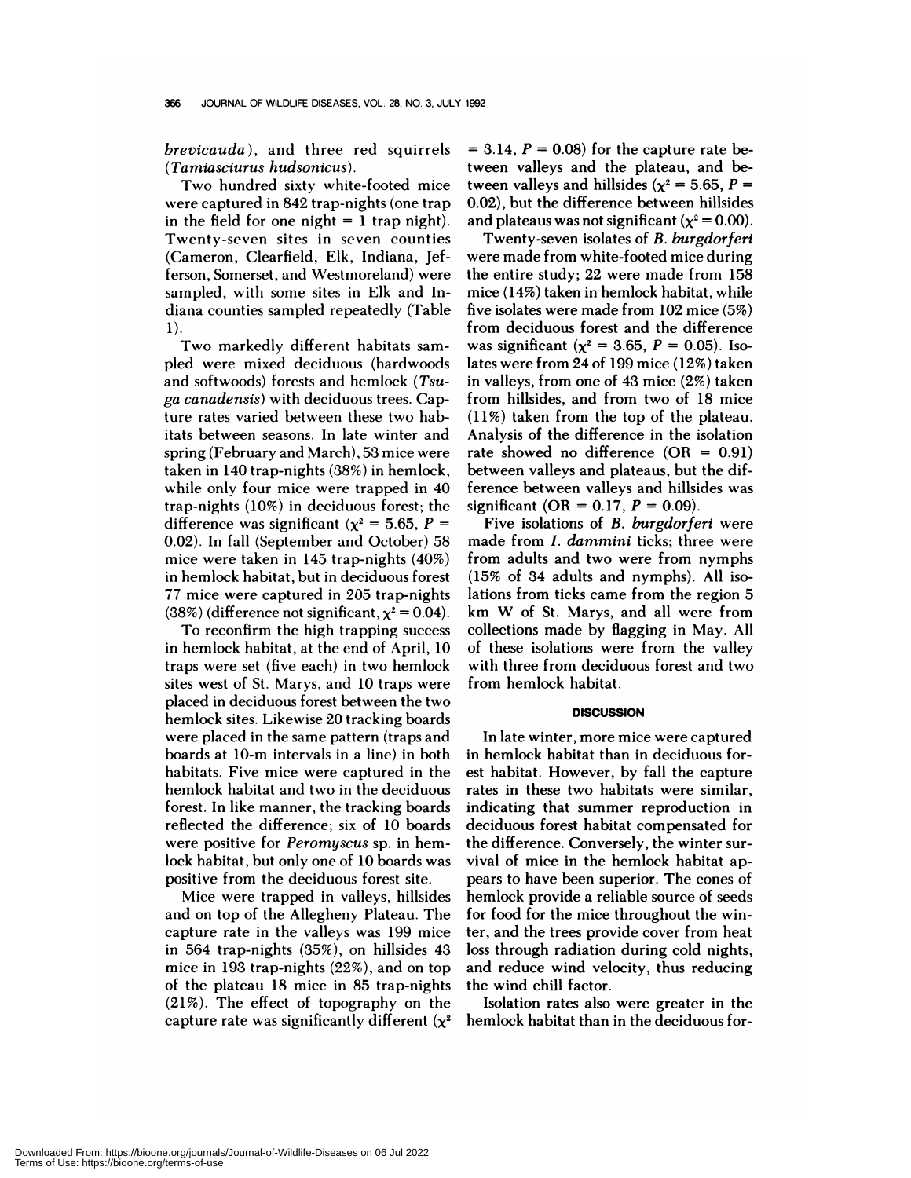*brevicauda*), and three red squirrels (*Tamiasciurus hudsonicus*).

Two hundred sixty white-footed mice were captured in 842 trap-nights (one trap in the field for one night = 1 trap night). Twenty-seven sites in seven counties (Cameron, Clearfield, Elk, Indiana, Jefferson, Somerset, and Westmoreland) were sampled, with some sites in Elk and Indiana counties sampled repeatedly (Table 1).

Two markedly different habitats sampled were mixed deciduous (hardwoods and softwoods) forests and hemlock (*Tsuga canadensis*) with deciduous trees. Capture rates varied between these two habitats between seasons. In late winter and spring (February and March), 53 mice were taken in 140 trap-nights (38%) in hemlock, while only four mice were trapped in 40 trap-nights (10%) in deciduous forest; the difference was significant ($\chi^2 = 5.65$, $P = 0.02$). In fall (September and October) 58 mice were taken in 145 trap-nights (40%) in hemlock habitat, but in deciduous forest 77 mice were captured in 205 trap-nights (38%) (difference not significant, $\chi^2 = 0.04$).

To reconfirm the high trapping success in hemlock habitat, at the end of April, 10 traps were set (five each) in two hemlock sites west of St. Marys, and 10 traps were placed in deciduous forest between the two hemlock sites. Likewise 20 tracking boards were placed in the same pattern (traps and boards at 10-m intervals in a line) in both habitats. Five mice were captured in the hemlock habitat and two in the deciduous forest. In like manner, the tracking boards reflected the difference; six of 10 boards were positive for *Peromyscus* sp. in hemlock habitat, but only one of 10 boards was positive from the deciduous forest site.

Mice were trapped in valleys, hillsides and on top of the Allegheny Plateau. The capture rate in the valleys was 199 mice in 564 trap-nights (35%), on hillsides 43 mice in 193 trap-nights (22%), and on top of the plateau 18 mice in 85 trap-nights (21%). The effect of topography on the capture rate was significantly different ($\chi^2 = 3.14$, $P = 0.08$) for the capture rate between valleys and the plateau, and between valleys and hillsides ($\chi^2 = 5.65$, $P = 0.02$), but the difference between hillsides and plateaus was not significant ($\chi^2 = 0.00$).

Twenty-seven isolates of *B. burgdorferi* were made from white-footed mice during the entire study; 22 were made from 158 mice (14%) taken in hemlock habitat, while five isolates were made from 102 mice (5%) from deciduous forest and the difference was significant ($\chi^2 = 3.65$, $P = 0.05$). Isolates were from 24 of 199 mice (12%) taken in valleys, from one of 43 mice (2%) taken from hillsides, and from two of 18 mice (11%) taken from the top of the plateau. Analysis of the difference in the isolation rate showed no difference (OR = 0.91) between valleys and plateaus, but the difference between valleys and hillsides was significant (OR = 0.17, $P = 0.09$).

Five isolations of *B. burgdorferi* were made from *I. dammini* ticks; three were from adults and two were from nymphs (15% of 34 adults and nymphs). All isolations from ticks came from the region 5 km W of St. Marys, and all were from collections made by flagging in May. All of these isolations were from the valley with three from deciduous forest and two from hemlock habitat.

## DISCUSSION

In late winter, more mice were captured in hemlock habitat than in deciduous forest habitat. However, by fall the capture rates in these two habitats were similar, indicating that summer reproduction in deciduous forest habitat compensated for the difference. Conversely, the winter survival of mice in the hemlock habitat appears to have been superior. The cones of hemlock provide a reliable source of seeds for food for the mice throughout the winter, and the trees provide cover from heat loss through radiation during cold nights, and reduce wind velocity, thus reducing the wind chill factor.

Isolation rates also were greater in the hemlock habitat than in the deciduous for-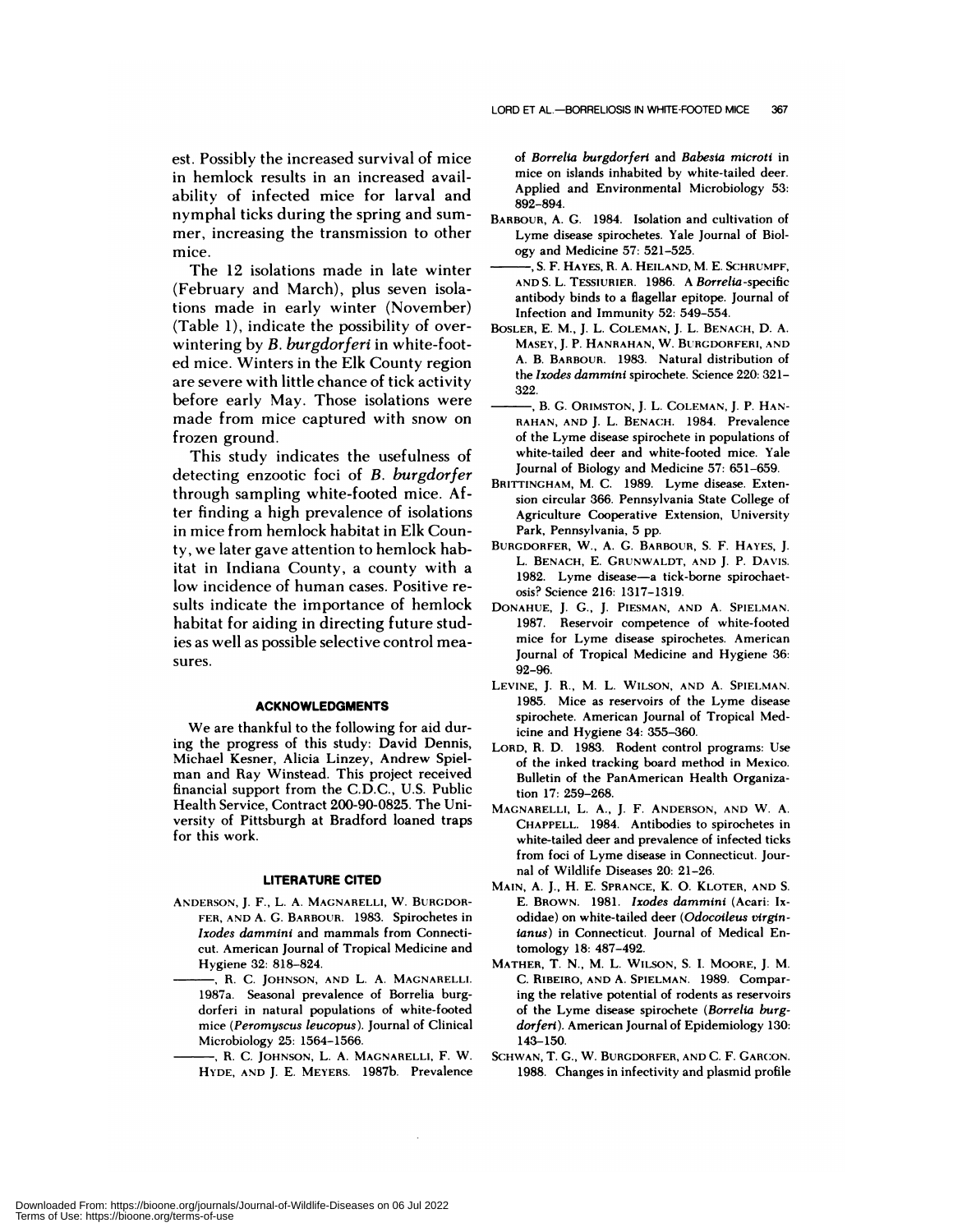est. Possibly the increased survival of mice in hemlock results in an increased availability of infected mice for larval and nymphal ticks during the spring and summer, increasing the transmission to other mice.

The 12 isolations made in late winter (February and March), plus seven isolations made in early winter (November) (Table 1), indicate the possibility of overwintering by *B. burgdorferi* in white-footed mice. Winters in the Elk County region are severe with little chance of tick activity before early May. Those isolations were made from mice captured with snow on frozen ground.

This study indicates the usefulness of detecting enzootic foci of *B. burgdorfer* through sampling white-footed mice. After finding a high prevalence of isolations in mice from hemlock habitat in Elk County, we later gave attention to hemlock habitat in Indiana County, a county with a low incidence of human cases. Positive results indicate the importance of hemlock habitat for aiding in directing future studies as well as possible selective control measures.

## ACKNOWLEDGMENTS

We are thankful to the following for aid during the progress of this study: David Dennis, Michael Kesner, Alicia Linzey, Andrew Spielman and Ray Winstead. This project received financial support from the C.D.C., U.S. Public Health Service, Contract 200-90-0825. The University of Pittsburgh at Bradford loaned traps for this work.

## LITERATURE CITED

ANDERSON, J. F., L. A. MAGNARELLI, W. BURGDORFER, AND A. G. BARBOUR. 1983. Spirochetes in *Ixodes dammini* and mammals from Connecticut. American Journal of Tropical Medicine and Hygiene 32: 818–824.

———, R. C. JOHNSON, AND L. A. MAGNARELLI. 1987a. Seasonal prevalence of Borrelia burgdorferi in natural populations of white-footed mice (*Peromyscus leucopus*). Journal of Clinical Microbiology 25: 1564–1566.

———, R. C. JOHNSON, L. A. MAGNARELLI, F. W. HYDE, AND J. E. MEYERS. 1987b. Prevalence of *Borrelia burgdorferi* and *Babesia microti* in mice on islands inhabited by white-tailed deer. Applied and Environmental Microbiology 53: 892–894.

BARBOUR, A. G. 1984. Isolation and cultivation of Lyme disease spirochetes. Yale Journal of Biology and Medicine 57: 521–525.

———, S. F. HAYES, R. A. HEILAND, M. E. SCHRUMPF, AND S. L. TESSIURIER. 1986. A *Borrelia*-specific antibody binds to a flagellar epitope. Journal of Infection and Immunity 52: 549–554.

BOSLER, E. M., J. L. COLEMAN, J. L. BENACH, D. A. MASEY, J. P. HANRAHAN, W. BURGDORFERI, AND A. B. BARBOUR. 1983. Natural distribution of the *Ixodes dammini* spirochete. Science 220: 321–322.

———, B. G. ORIMSTON, J. L. COLEMAN, J. P. HANRAHAN, AND J. L. BENACH. 1984. Prevalence of the Lyme disease spirochete in populations of white-tailed deer and white-footed mice. Yale Journal of Biology and Medicine 57: 651–659.

BRITTINGHAM, M. C. 1989. Lyme disease. Extension circular 366. Pennsylvania State College of Agriculture Cooperative Extension, University Park, Pennsylvania, 5 pp.

BURGDORFER, W., A. G. BARBOUR, S. F. HAYES, J. L. BENACH, E. GRUNWALDT, AND J. P. DAVIS. 1982. Lyme disease—a tick-borne spirochaetosis? Science 216: 1317–1319.

DONAHUE, J. G., J. PIESMAN, AND A. SPIELMAN. 1987. Reservoir competence of white-footed mice for Lyme disease spirochetes. American Journal of Tropical Medicine and Hygiene 36: 92–96.

LEVINE, J. R., M. L. WILSON, AND A. SPIELMAN. 1985. Mice as reservoirs of the Lyme disease spirochete. American Journal of Tropical Medicine and Hygiene 34: 355–360.

LORD, R. D. 1983. Rodent control programs: Use of the inked tracking board method in Mexico. Bulletin of the PanAmerican Health Organization 17: 259–268.

MAGNARELLI, L. A., J. F. ANDERSON, AND W. A. CHAPPELL. 1984. Antibodies to spirochetes in white-tailed deer and prevalence of infected ticks from foci of Lyme disease in Connecticut. Journal of Wildlife Diseases 20: 21–26.

MAIN, A. J., H. E. SPRANCE, K. O. KLOTER, AND S. E. BROWN. 1981. *Ixodes dammini* (Acari: Ixodidae) on white-tailed deer (*Odocoileus virginianus*) in Connecticut. Journal of Medical Entomology 18: 487–492.

MATHER, T. N., M. L. WILSON, S. I. MOORE, J. M. C. RIBEIRO, AND A. SPIELMAN. 1989. Comparing the relative potential of rodents as reservoirs of the Lyme disease spirochete (*Borrelia burgdorferi*). American Journal of Epidemiology 130: 143–150.

SCHWAN, T. G., W. BURGDORFER, AND C. F. GARCON. 1988. Changes in infectivity and plasmid profile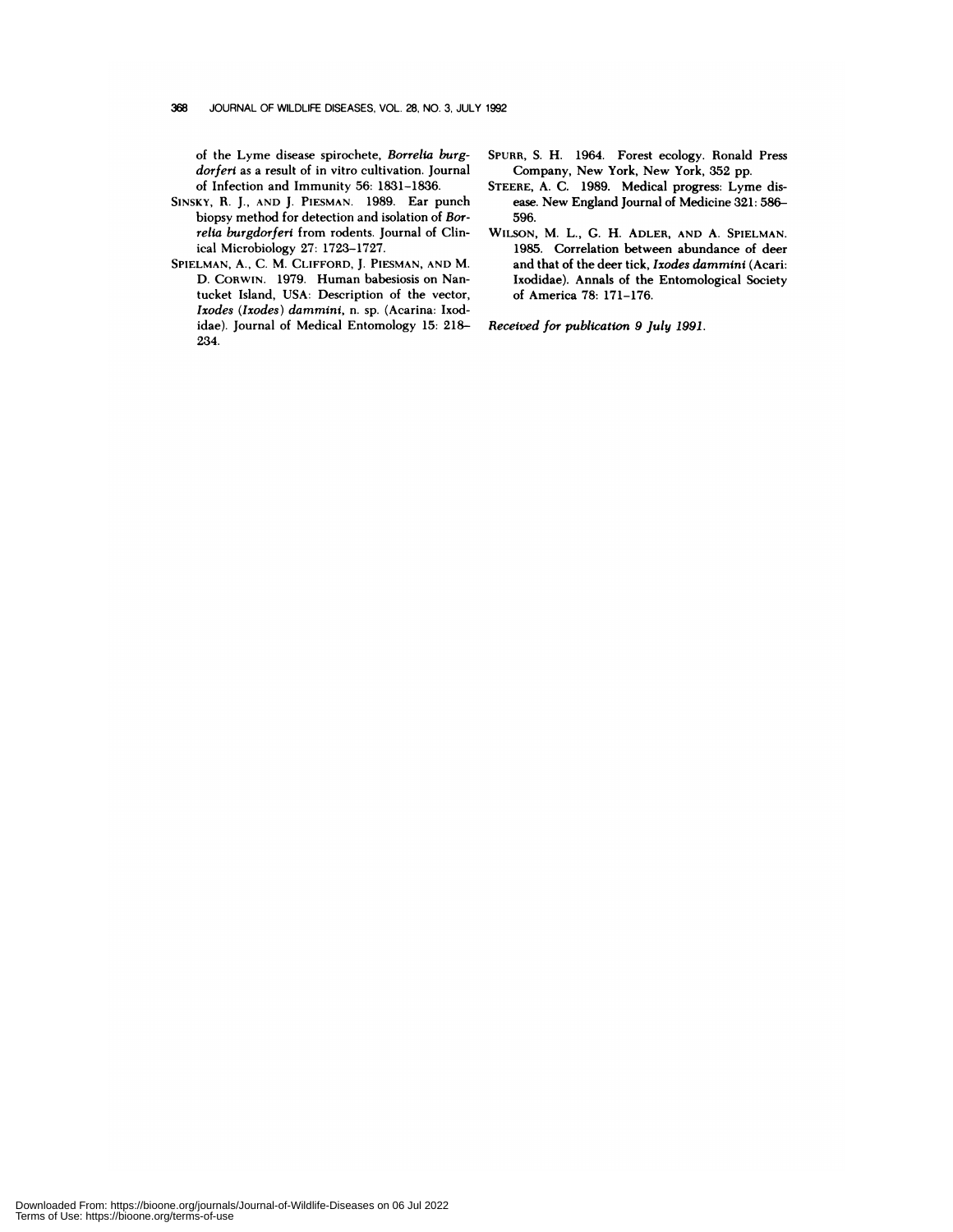of the Lyme disease spirochete, *Borrelia burgdorferi* as a result of in vitro cultivation. Journal of Infection and Immunity 56: 1831–1836.

SINSKY, R. J., AND J. PIESMAN. 1989. Ear punch biopsy method for detection and isolation of *Borrelia burgdorferi* from rodents. Journal of Clinical Microbiology 27: 1723–1727.

SPIELMAN, A., C. M. CLIFFORD, J. PIESMAN, AND M. D. CORWIN. 1979. Human babesiosis on Nantucket Island, USA: Description of the vector, *Ixodes (Ixodes) dammini*, n. sp. (Acarina: Ixodidae). Journal of Medical Entomology 15: 218–234.

SPURR, S. H. 1964. Forest ecology. Ronald Press Company, New York, New York, 352 pp.

STEERE, A. C. 1989. Medical progress: Lyme disease. New England Journal of Medicine 321: 586–596.

WILSON, M. L., G. H. ADLER, AND A. SPIELMAN. 1985. Correlation between abundance of deer and that of the deer tick, *Ixodes dammini* (Acari: Ixodidae). Annals of the Entomological Society of America 78: 171–176.

*Received for publication 9 July 1991.*